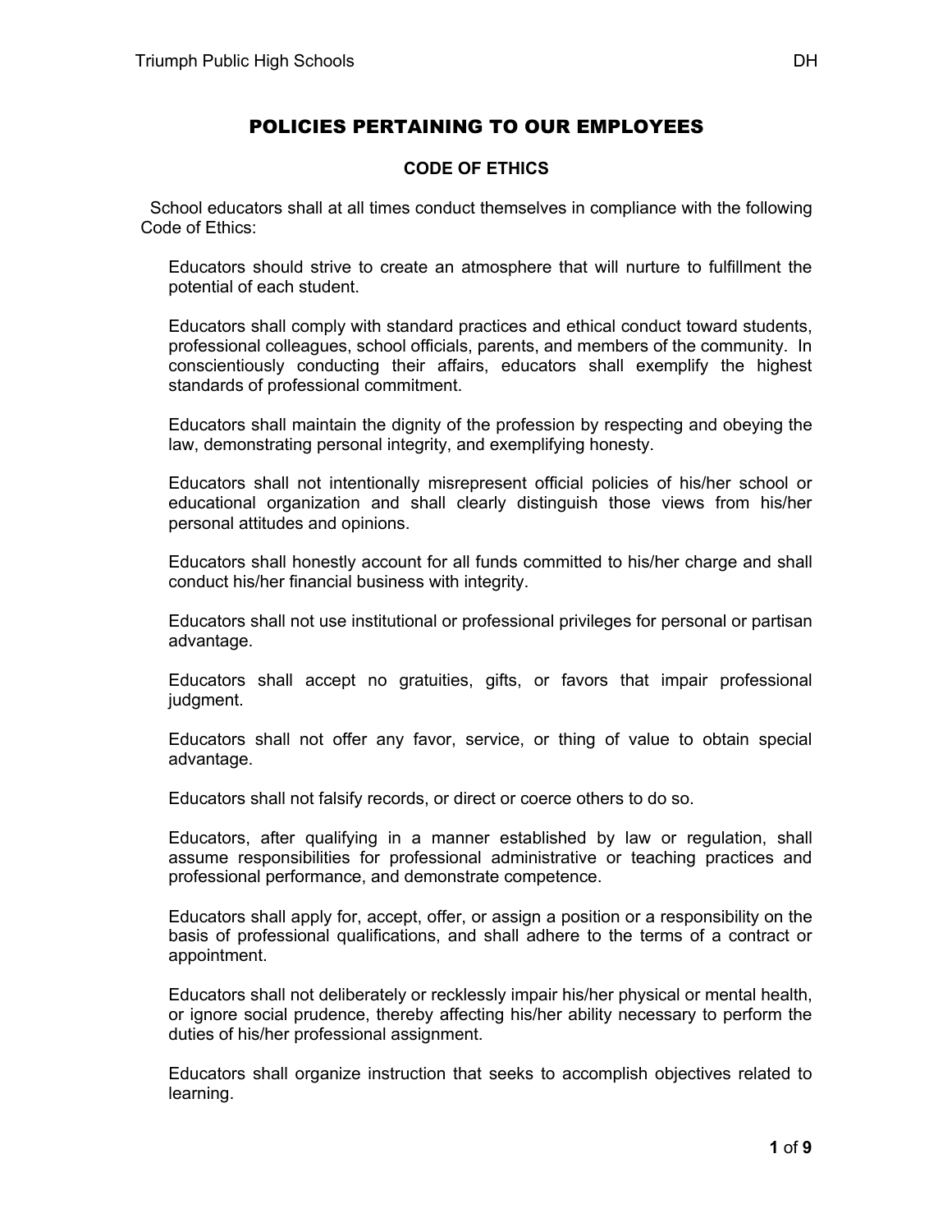# POLICIES PERTAINING TO OUR EMPLOYEES

## CODE OF ETHICS

School educators shall at all times conduct themselves in compliance with the following Code of Ethics:

Educators should strive to create an atmosphere that will nurture to fulfillment the potential of each student.

Educators shall comply with standard practices and ethical conduct toward students, professional colleagues, school officials, parents, and members of the community. In conscientiously conducting their affairs, educators shall exemplify the highest standards of professional commitment.

Educators shall maintain the dignity of the profession by respecting and obeying the law, demonstrating personal integrity, and exemplifying honesty.

Educators shall not intentionally misrepresent official policies of his/her school or educational organization and shall clearly distinguish those views from his/her personal attitudes and opinions.

Educators shall honestly account for all funds committed to his/her charge and shall conduct his/her financial business with integrity.

Educators shall not use institutional or professional privileges for personal or partisan advantage.

Educators shall accept no gratuities, gifts, or favors that impair professional judgment.

Educators shall not offer any favor, service, or thing of value to obtain special advantage.

Educators shall not falsify records, or direct or coerce others to do so.

Educators, after qualifying in a manner established by law or regulation, shall assume responsibilities for professional administrative or teaching practices and professional performance, and demonstrate competence.

Educators shall apply for, accept, offer, or assign a position or a responsibility on the basis of professional qualifications, and shall adhere to the terms of a contract or appointment.

Educators shall not deliberately or recklessly impair his/her physical or mental health, or ignore social prudence, thereby affecting his/her ability necessary to perform the duties of his/her professional assignment.

Educators shall organize instruction that seeks to accomplish objectives related to learning.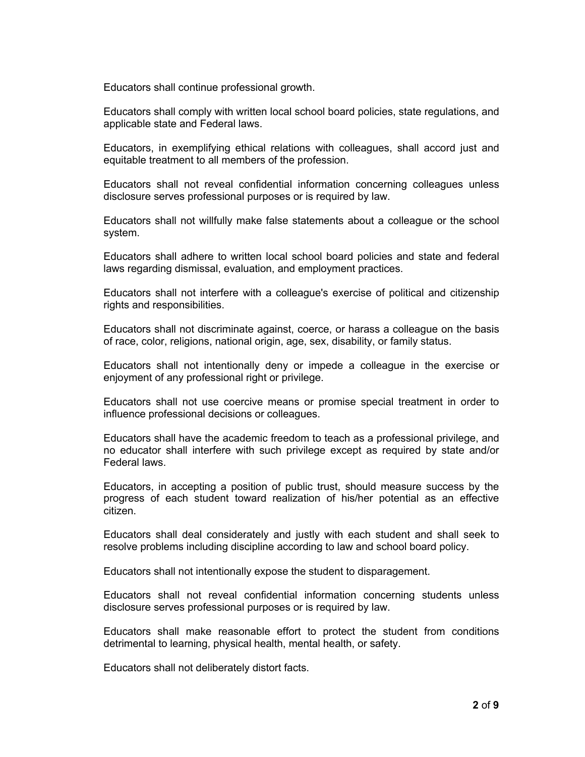Educators shall continue professional growth.

Educators shall comply with written local school board policies, state regulations, and applicable state and Federal laws.

Educators, in exemplifying ethical relations with colleagues, shall accord just and equitable treatment to all members of the profession.

Educators shall not reveal confidential information concerning colleagues unless disclosure serves professional purposes or is required by law.

Educators shall not willfully make false statements about a colleague or the school system.

Educators shall adhere to written local school board policies and state and federal laws regarding dismissal, evaluation, and employment practices.

Educators shall not interfere with a colleague's exercise of political and citizenship rights and responsibilities.

Educators shall not discriminate against, coerce, or harass a colleague on the basis of race, color, religions, national origin, age, sex, disability, or family status.

Educators shall not intentionally deny or impede a colleague in the exercise or enjoyment of any professional right or privilege.

Educators shall not use coercive means or promise special treatment in order to influence professional decisions or colleagues.

Educators shall have the academic freedom to teach as a professional privilege, and no educator shall interfere with such privilege except as required by state and/or Federal laws.

Educators, in accepting a position of public trust, should measure success by the progress of each student toward realization of his/her potential as an effective citizen.

Educators shall deal considerately and justly with each student and shall seek to resolve problems including discipline according to law and school board policy.

Educators shall not intentionally expose the student to disparagement.

Educators shall not reveal confidential information concerning students unless disclosure serves professional purposes or is required by law.

Educators shall make reasonable effort to protect the student from conditions detrimental to learning, physical health, mental health, or safety.

Educators shall not deliberately distort facts.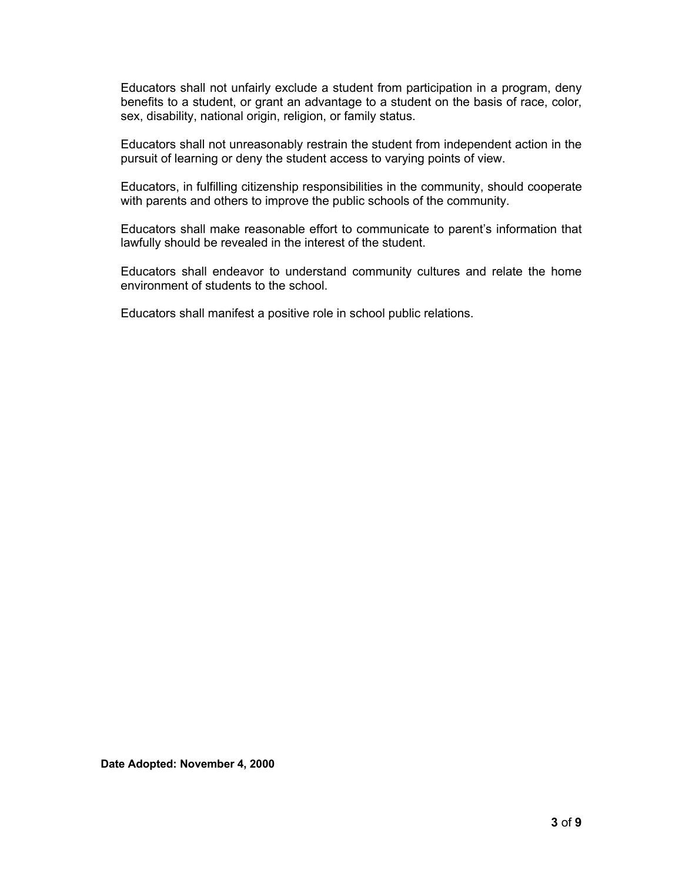Educators shall not unfairly exclude a student from participation in a program, deny benefits to a student, or grant an advantage to a student on the basis of race, color, sex, disability, national origin, religion, or family status.

Educators shall not unreasonably restrain the student from independent action in the pursuit of learning or deny the student access to varying points of view.

Educators, in fulfilling citizenship responsibilities in the community, should cooperate with parents and others to improve the public schools of the community.

Educators shall make reasonable effort to communicate to parent's information that lawfully should be revealed in the interest of the student.

Educators shall endeavor to understand community cultures and relate the home environment of students to the school.

Educators shall manifest a positive role in school public relations.

**Date Adopted: November 4, 2000**